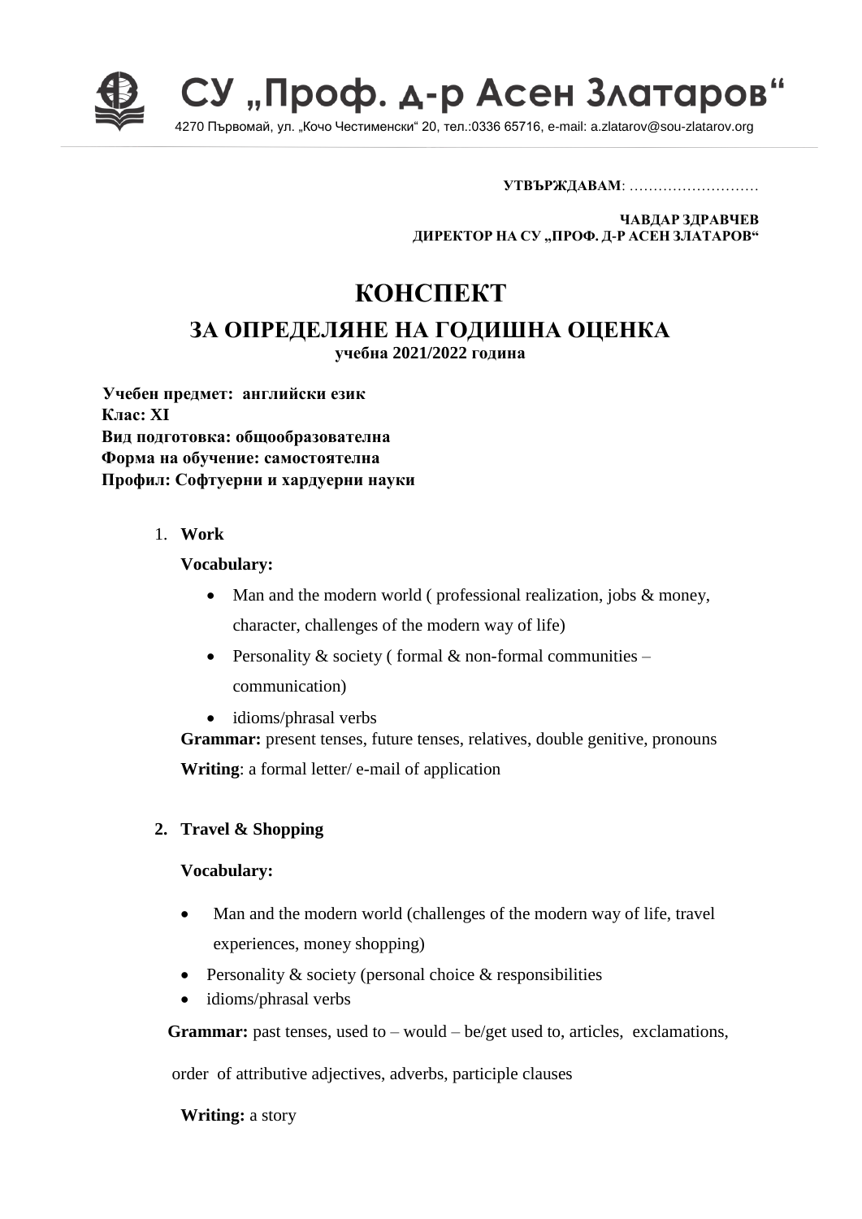# СУ „Проф. д-р Асен Златаров“

4270 Първомай, ул. „Кочо Честименски“ 20, тел.:0336 65716, e-mail: a.zlatarov@sou-zlatarov.org

**УТВЪРЖДАВАМ**: ………………………

**ЧАВДАР ЗДРАВЧЕВ**
**ДИРЕКТОР НА СУ „ПРОФ. Д-Р АСЕН ЗЛАТАРОВ“**

# КОНСПЕКТ

## ЗА ОПРЕДЕЛЯНЕ НА ГОДИШНА ОЦЕНКА

**учебна 2021/2022 година**

**Учебен предмет: английски език**
**Клас: XI**
**Вид подготовка: общообразователна**
**Форма на обучение: самостоятелна**
**Профил: Софтуерни и хардуерни науки**

1. **Work**

   **Vocabulary:**

   - Man and the modern world ( professional realization, jobs & money, character, challenges of the modern way of life)
   - Personality & society ( formal & non-formal communities – communication)
   - idioms/phrasal verbs

   **Grammar:** present tenses, future tenses, relatives, double genitive, pronouns

   **Writing**: a formal letter/ e-mail of application

2. **Travel & Shopping**

   **Vocabulary:**

   - Man and the modern world (challenges of the modern way of life, travel experiences, money shopping)
   - Personality & society (personal choice & responsibilities
   - idioms/phrasal verbs

   **Grammar:** past tenses, used to – would – be/get used to, articles, exclamations, order of attributive adjectives, adverbs, participle clauses

   **Writing:** a story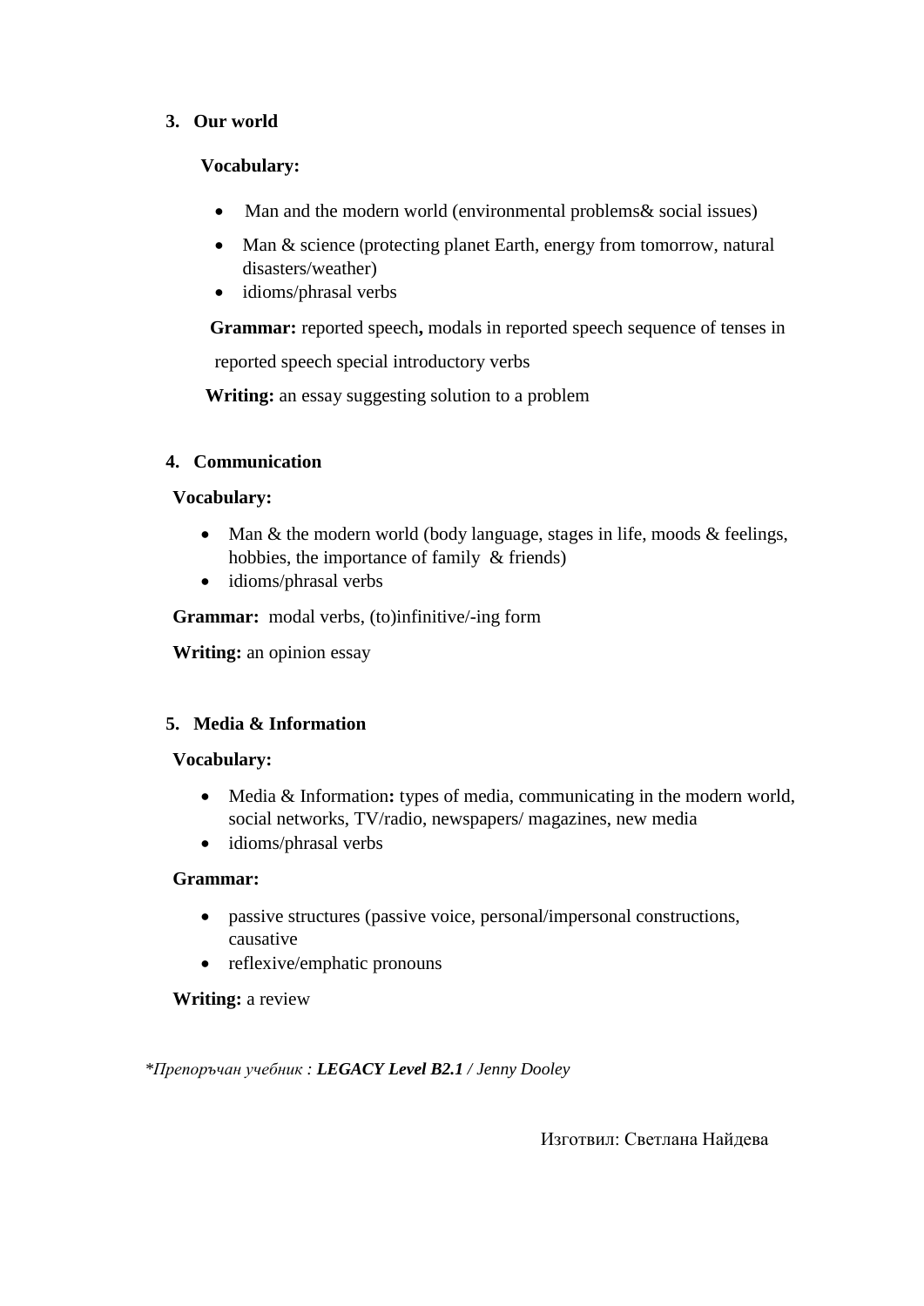3. **Our world**

   **Vocabulary:**

   - Man and the modern world (environmental problems& social issues)
   - Man & science (protecting planet Earth, energy from tomorrow, natural disasters/weather)
   - idioms/phrasal verbs

   **Grammar:** reported speech**,** modals in reported speech sequence of tenses in reported speech special introductory verbs

   **Writing:** an essay suggesting solution to a problem

4. **Communication**

   **Vocabulary:**

   - Man & the modern world (body language, stages in life, moods & feelings, hobbies, the importance of family & friends)
   - idioms/phrasal verbs

   **Grammar:** modal verbs, (to)infinitive/-ing form

   **Writing:** an opinion essay

5. **Media & Information**

   **Vocabulary:**

   - Media & Information**:** types of media, communicating in the modern world, social networks, TV/radio, newspapers/ magazines, new media
   - idioms/phrasal verbs

   **Grammar:**

   - passive structures (passive voice, personal/impersonal constructions, causative
   - reflexive/emphatic pronouns

   **Writing:** a review

*\*Препоръчан учебник :* ***LEGACY Level B2.1*** */ Jenny Dooley*

Изготвил: Светлана Найдева